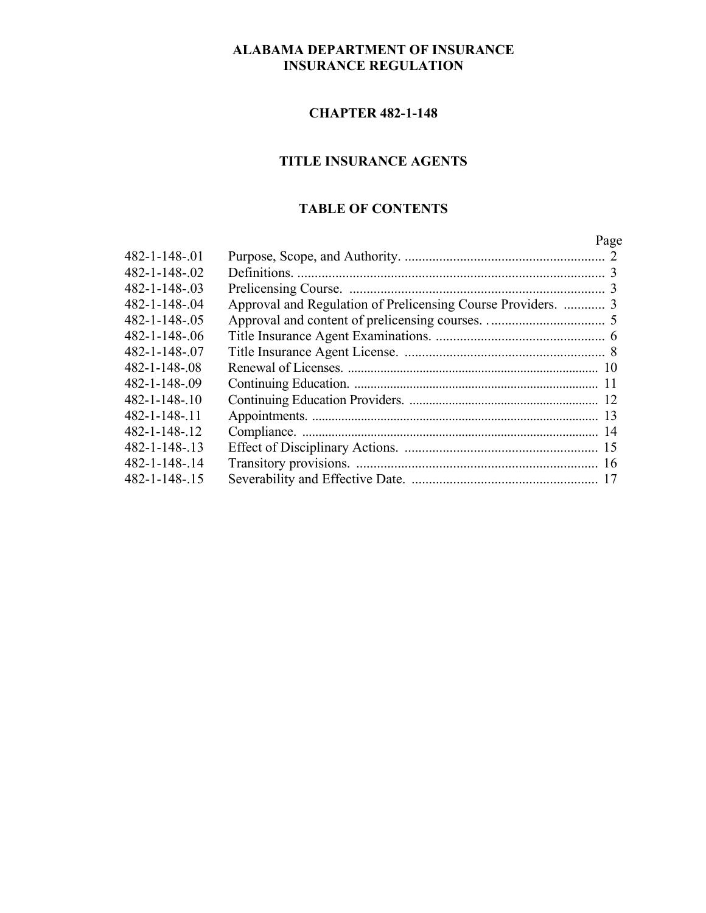# ALABAMA DEPARTMENT OF INSURANCE
# INSURANCE REGULATION

## CHAPTER 482-1-148

## TITLE INSURANCE AGENTS

## TABLE OF CONTENTS

| | | Page |
|---|---|---|
| 482-1-148-.01 | Purpose, Scope, and Authority. | 2 |
| 482-1-148-.02 | Definitions. | 3 |
| 482-1-148-.03 | Prelicensing Course. | 3 |
| 482-1-148-.04 | Approval and Regulation of Prelicensing Course Providers. | 3 |
| 482-1-148-.05 | Approval and content of prelicensing courses. | 5 |
| 482-1-148-.06 | Title Insurance Agent Examinations. | 6 |
| 482-1-148-.07 | Title Insurance Agent License. | 8 |
| 482-1-148-.08 | Renewal of Licenses. | 10 |
| 482-1-148-.09 | Continuing Education. | 11 |
| 482-1-148-.10 | Continuing Education Providers. | 12 |
| 482-1-148-.11 | Appointments. | 13 |
| 482-1-148-.12 | Compliance. | 14 |
| 482-1-148-.13 | Effect of Disciplinary Actions. | 15 |
| 482-1-148-.14 | Transitory provisions. | 16 |
| 482-1-148-.15 | Severability and Effective Date. | 17 |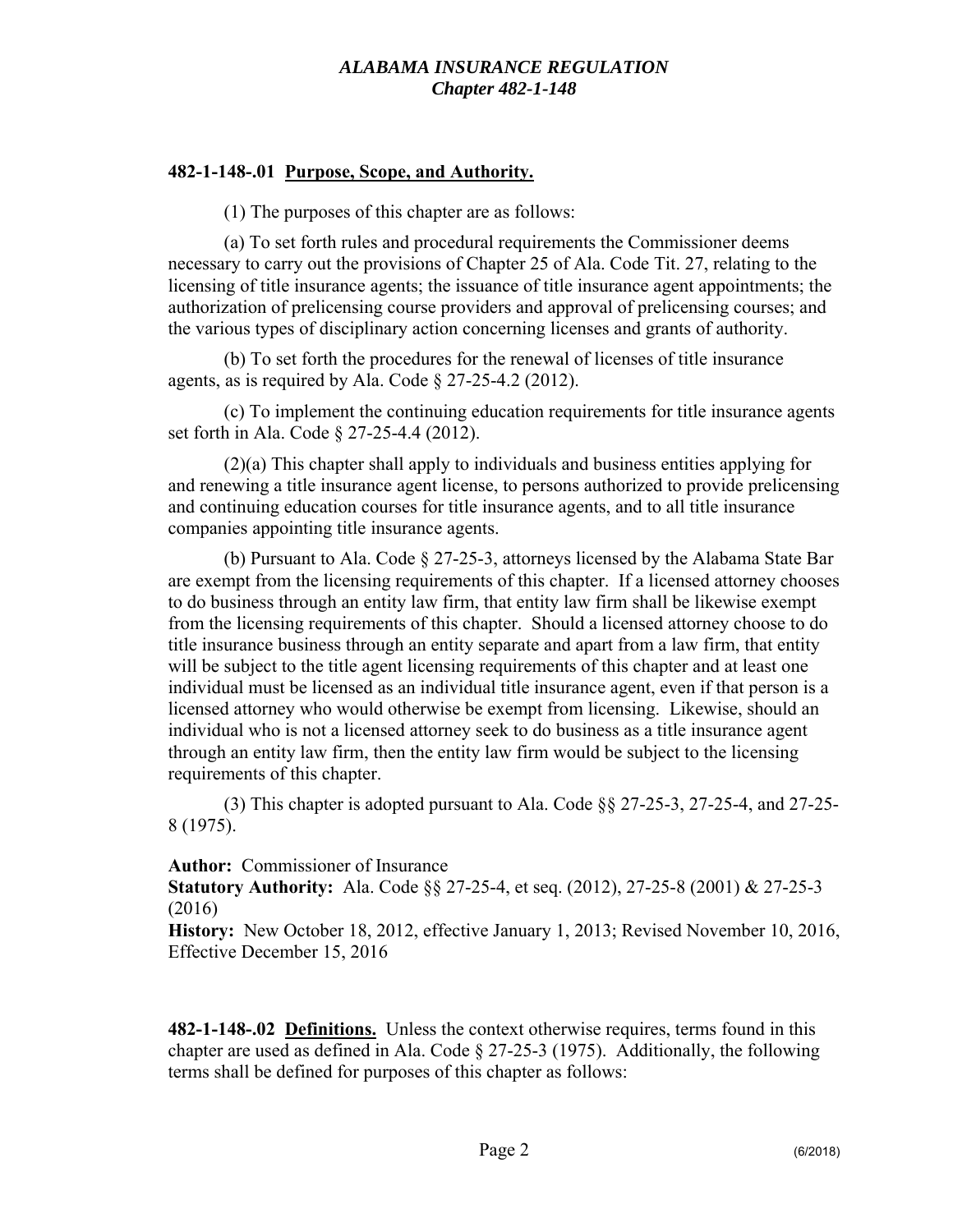**482-1-148-.01 Purpose, Scope, and Authority.**

(1) The purposes of this chapter are as follows:

(a) To set forth rules and procedural requirements the Commissioner deems necessary to carry out the provisions of Chapter 25 of Ala. Code Tit. 27, relating to the licensing of title insurance agents; the issuance of title insurance agent appointments; the authorization of prelicensing course providers and approval of prelicensing courses; and the various types of disciplinary action concerning licenses and grants of authority.

(b) To set forth the procedures for the renewal of licenses of title insurance agents, as is required by Ala. Code § 27-25-4.2 (2012).

(c) To implement the continuing education requirements for title insurance agents set forth in Ala. Code § 27-25-4.4 (2012).

(2)(a) This chapter shall apply to individuals and business entities applying for and renewing a title insurance agent license, to persons authorized to provide prelicensing and continuing education courses for title insurance agents, and to all title insurance companies appointing title insurance agents.

(b) Pursuant to Ala. Code § 27-25-3, attorneys licensed by the Alabama State Bar are exempt from the licensing requirements of this chapter. If a licensed attorney chooses to do business through an entity law firm, that entity law firm shall be likewise exempt from the licensing requirements of this chapter. Should a licensed attorney choose to do title insurance business through an entity separate and apart from a law firm, that entity will be subject to the title agent licensing requirements of this chapter and at least one individual must be licensed as an individual title insurance agent, even if that person is a licensed attorney who would otherwise be exempt from licensing. Likewise, should an individual who is not a licensed attorney seek to do business as a title insurance agent through an entity law firm, then the entity law firm would be subject to the licensing requirements of this chapter.

(3) This chapter is adopted pursuant to Ala. Code §§ 27-25-3, 27-25-4, and 27-25-8 (1975).

**Author:** Commissioner of Insurance
**Statutory Authority:** Ala. Code §§ 27-25-4, et seq. (2012), 27-25-8 (2001) & 27-25-3 (2016)
**History:** New October 18, 2012, effective January 1, 2013; Revised November 10, 2016, Effective December 15, 2016

**482-1-148-.02 Definitions.** Unless the context otherwise requires, terms found in this chapter are used as defined in Ala. Code § 27-25-3 (1975). Additionally, the following terms shall be defined for purposes of this chapter as follows: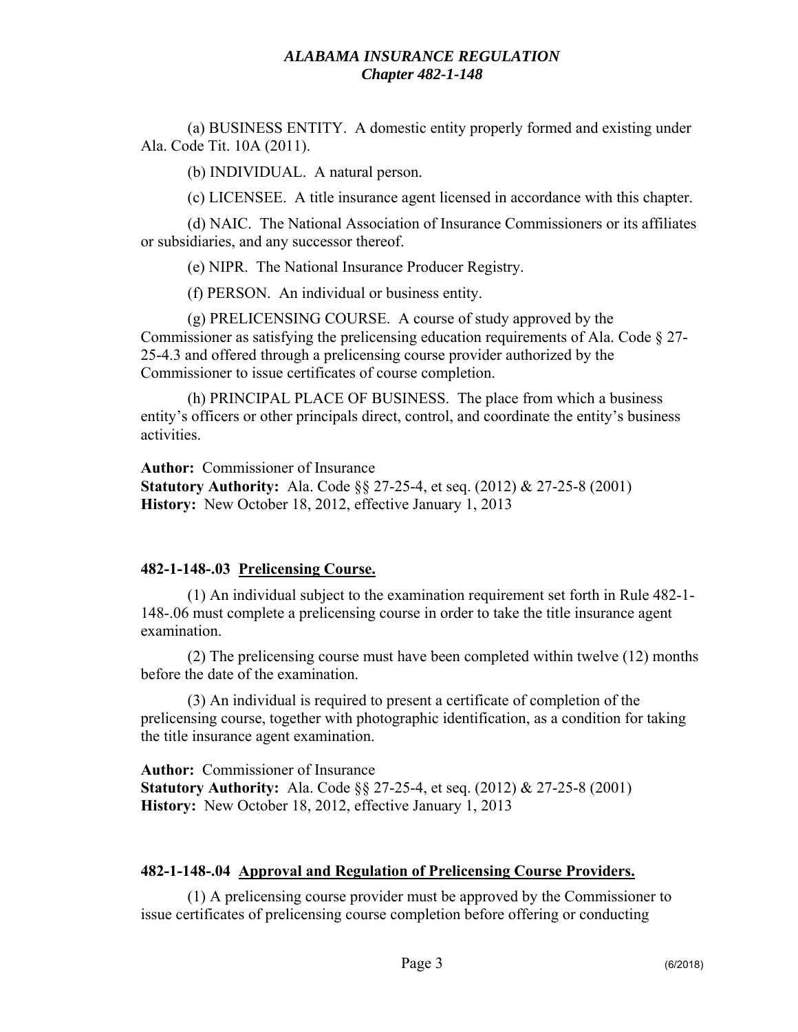(a) BUSINESS ENTITY. A domestic entity properly formed and existing under Ala. Code Tit. 10A (2011).

(b) INDIVIDUAL. A natural person.

(c) LICENSEE. A title insurance agent licensed in accordance with this chapter.

(d) NAIC. The National Association of Insurance Commissioners or its affiliates or subsidiaries, and any successor thereof.

(e) NIPR. The National Insurance Producer Registry.

(f) PERSON. An individual or business entity.

(g) PRELICENSING COURSE. A course of study approved by the Commissioner as satisfying the prelicensing education requirements of Ala. Code § 27-25-4.3 and offered through a prelicensing course provider authorized by the Commissioner to issue certificates of course completion.

(h) PRINCIPAL PLACE OF BUSINESS. The place from which a business entity's officers or other principals direct, control, and coordinate the entity's business activities.

**Author:** Commissioner of Insurance
**Statutory Authority:** Ala. Code §§ 27-25-4, et seq. (2012) & 27-25-8 (2001)
**History:** New October 18, 2012, effective January 1, 2013

### 482-1-148-.03 Prelicensing Course.

(1) An individual subject to the examination requirement set forth in Rule 482-1-148-.06 must complete a prelicensing course in order to take the title insurance agent examination.

(2) The prelicensing course must have been completed within twelve (12) months before the date of the examination.

(3) An individual is required to present a certificate of completion of the prelicensing course, together with photographic identification, as a condition for taking the title insurance agent examination.

**Author:** Commissioner of Insurance
**Statutory Authority:** Ala. Code §§ 27-25-4, et seq. (2012) & 27-25-8 (2001)
**History:** New October 18, 2012, effective January 1, 2013

### 482-1-148-.04 Approval and Regulation of Prelicensing Course Providers.

(1) A prelicensing course provider must be approved by the Commissioner to issue certificates of prelicensing course completion before offering or conducting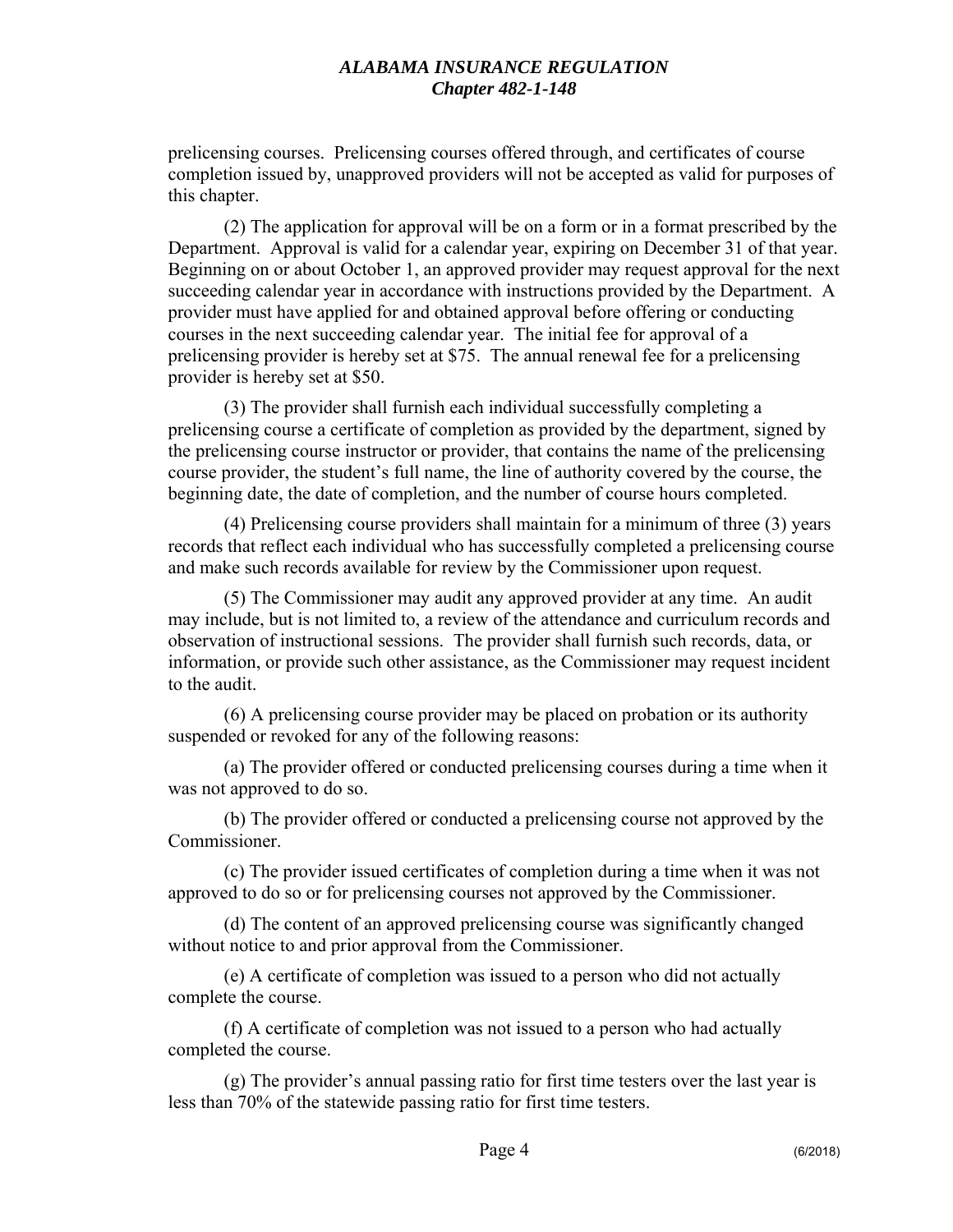prelicensing courses. Prelicensing courses offered through, and certificates of course completion issued by, unapproved providers will not be accepted as valid for purposes of this chapter.

(2) The application for approval will be on a form or in a format prescribed by the Department. Approval is valid for a calendar year, expiring on December 31 of that year. Beginning on or about October 1, an approved provider may request approval for the next succeeding calendar year in accordance with instructions provided by the Department. A provider must have applied for and obtained approval before offering or conducting courses in the next succeeding calendar year. The initial fee for approval of a prelicensing provider is hereby set at $75. The annual renewal fee for a prelicensing provider is hereby set at $50.

(3) The provider shall furnish each individual successfully completing a prelicensing course a certificate of completion as provided by the department, signed by the prelicensing course instructor or provider, that contains the name of the prelicensing course provider, the student's full name, the line of authority covered by the course, the beginning date, the date of completion, and the number of course hours completed.

(4) Prelicensing course providers shall maintain for a minimum of three (3) years records that reflect each individual who has successfully completed a prelicensing course and make such records available for review by the Commissioner upon request.

(5) The Commissioner may audit any approved provider at any time. An audit may include, but is not limited to, a review of the attendance and curriculum records and observation of instructional sessions. The provider shall furnish such records, data, or information, or provide such other assistance, as the Commissioner may request incident to the audit.

(6) A prelicensing course provider may be placed on probation or its authority suspended or revoked for any of the following reasons:

(a) The provider offered or conducted prelicensing courses during a time when it was not approved to do so.

(b) The provider offered or conducted a prelicensing course not approved by the Commissioner.

(c) The provider issued certificates of completion during a time when it was not approved to do so or for prelicensing courses not approved by the Commissioner.

(d) The content of an approved prelicensing course was significantly changed without notice to and prior approval from the Commissioner.

(e) A certificate of completion was issued to a person who did not actually complete the course.

(f) A certificate of completion was not issued to a person who had actually completed the course.

(g) The provider's annual passing ratio for first time testers over the last year is less than 70% of the statewide passing ratio for first time testers.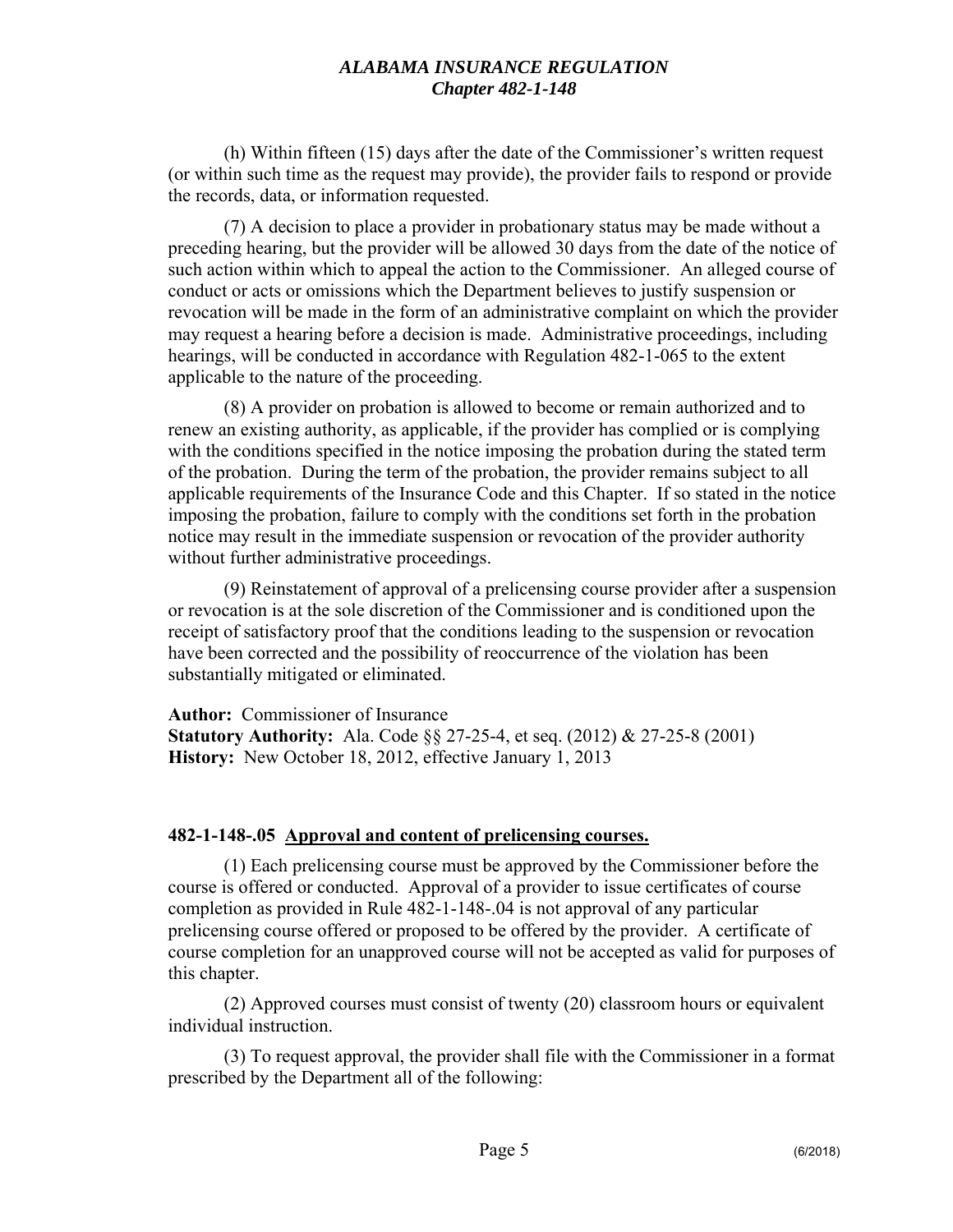(h) Within fifteen (15) days after the date of the Commissioner's written request (or within such time as the request may provide), the provider fails to respond or provide the records, data, or information requested.

(7) A decision to place a provider in probationary status may be made without a preceding hearing, but the provider will be allowed 30 days from the date of the notice of such action within which to appeal the action to the Commissioner. An alleged course of conduct or acts or omissions which the Department believes to justify suspension or revocation will be made in the form of an administrative complaint on which the provider may request a hearing before a decision is made. Administrative proceedings, including hearings, will be conducted in accordance with Regulation 482-1-065 to the extent applicable to the nature of the proceeding.

(8) A provider on probation is allowed to become or remain authorized and to renew an existing authority, as applicable, if the provider has complied or is complying with the conditions specified in the notice imposing the probation during the stated term of the probation. During the term of the probation, the provider remains subject to all applicable requirements of the Insurance Code and this Chapter. If so stated in the notice imposing the probation, failure to comply with the conditions set forth in the probation notice may result in the immediate suspension or revocation of the provider authority without further administrative proceedings.

(9) Reinstatement of approval of a prelicensing course provider after a suspension or revocation is at the sole discretion of the Commissioner and is conditioned upon the receipt of satisfactory proof that the conditions leading to the suspension or revocation have been corrected and the possibility of reoccurrence of the violation has been substantially mitigated or eliminated.

**Author:** Commissioner of Insurance
**Statutory Authority:** Ala. Code §§ 27-25-4, et seq. (2012) & 27-25-8 (2001)
**History:** New October 18, 2012, effective January 1, 2013

**482-1-148-.05 Approval and content of prelicensing courses.**

(1) Each prelicensing course must be approved by the Commissioner before the course is offered or conducted. Approval of a provider to issue certificates of course completion as provided in Rule 482-1-148-.04 is not approval of any particular prelicensing course offered or proposed to be offered by the provider. A certificate of course completion for an unapproved course will not be accepted as valid for purposes of this chapter.

(2) Approved courses must consist of twenty (20) classroom hours or equivalent individual instruction.

(3) To request approval, the provider shall file with the Commissioner in a format prescribed by the Department all of the following: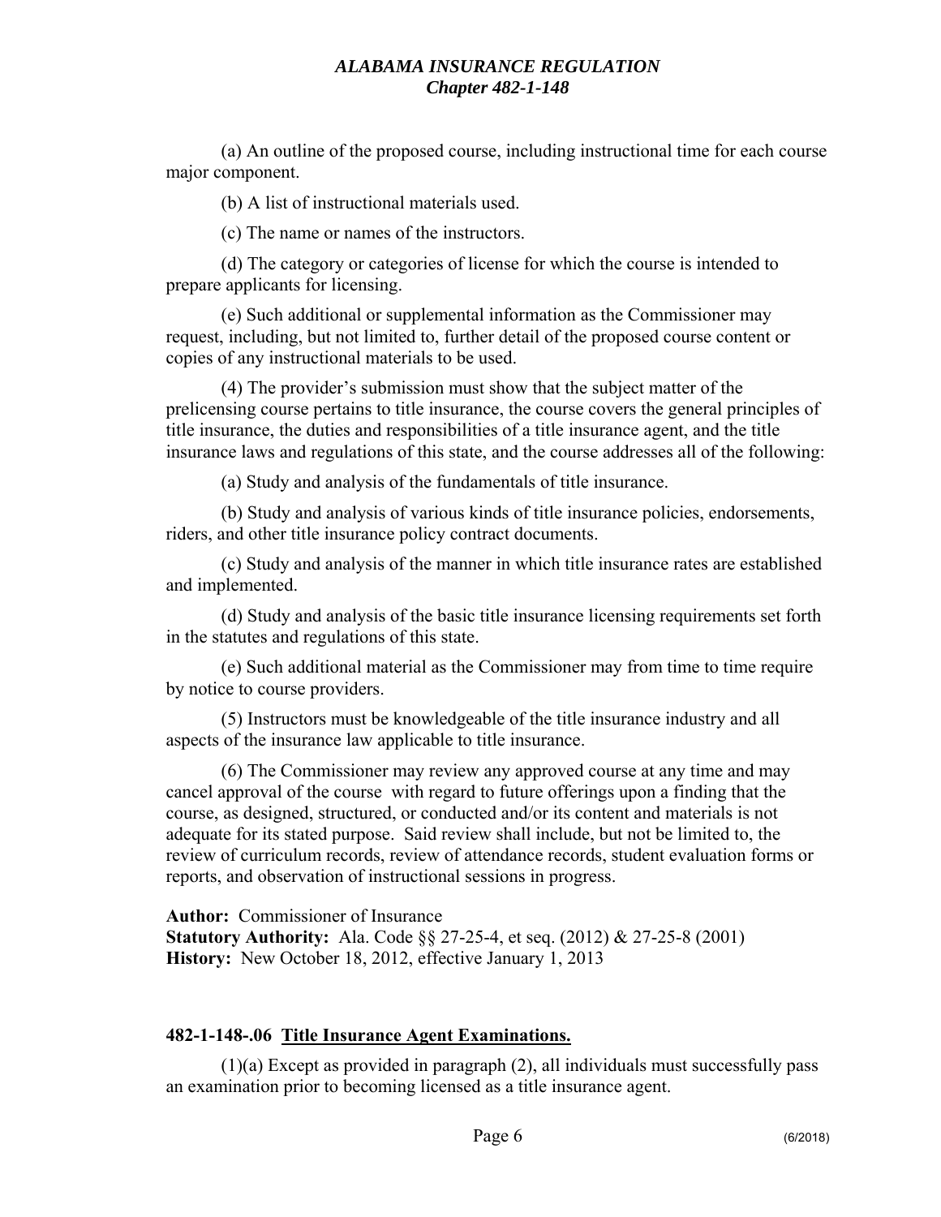(a) An outline of the proposed course, including instructional time for each course major component.

(b) A list of instructional materials used.

(c) The name or names of the instructors.

(d) The category or categories of license for which the course is intended to prepare applicants for licensing.

(e) Such additional or supplemental information as the Commissioner may request, including, but not limited to, further detail of the proposed course content or copies of any instructional materials to be used.

(4) The provider's submission must show that the subject matter of the prelicensing course pertains to title insurance, the course covers the general principles of title insurance, the duties and responsibilities of a title insurance agent, and the title insurance laws and regulations of this state, and the course addresses all of the following:

(a) Study and analysis of the fundamentals of title insurance.

(b) Study and analysis of various kinds of title insurance policies, endorsements, riders, and other title insurance policy contract documents.

(c) Study and analysis of the manner in which title insurance rates are established and implemented.

(d) Study and analysis of the basic title insurance licensing requirements set forth in the statutes and regulations of this state.

(e) Such additional material as the Commissioner may from time to time require by notice to course providers.

(5) Instructors must be knowledgeable of the title insurance industry and all aspects of the insurance law applicable to title insurance.

(6) The Commissioner may review any approved course at any time and may cancel approval of the course with regard to future offerings upon a finding that the course, as designed, structured, or conducted and/or its content and materials is not adequate for its stated purpose. Said review shall include, but not be limited to, the review of curriculum records, review of attendance records, student evaluation forms or reports, and observation of instructional sessions in progress.

**Author:** Commissioner of Insurance
**Statutory Authority:** Ala. Code §§ 27-25-4, et seq. (2012) & 27-25-8 (2001)
**History:** New October 18, 2012, effective January 1, 2013

**482-1-148-.06 Title Insurance Agent Examinations.**

(1)(a) Except as provided in paragraph (2), all individuals must successfully pass an examination prior to becoming licensed as a title insurance agent.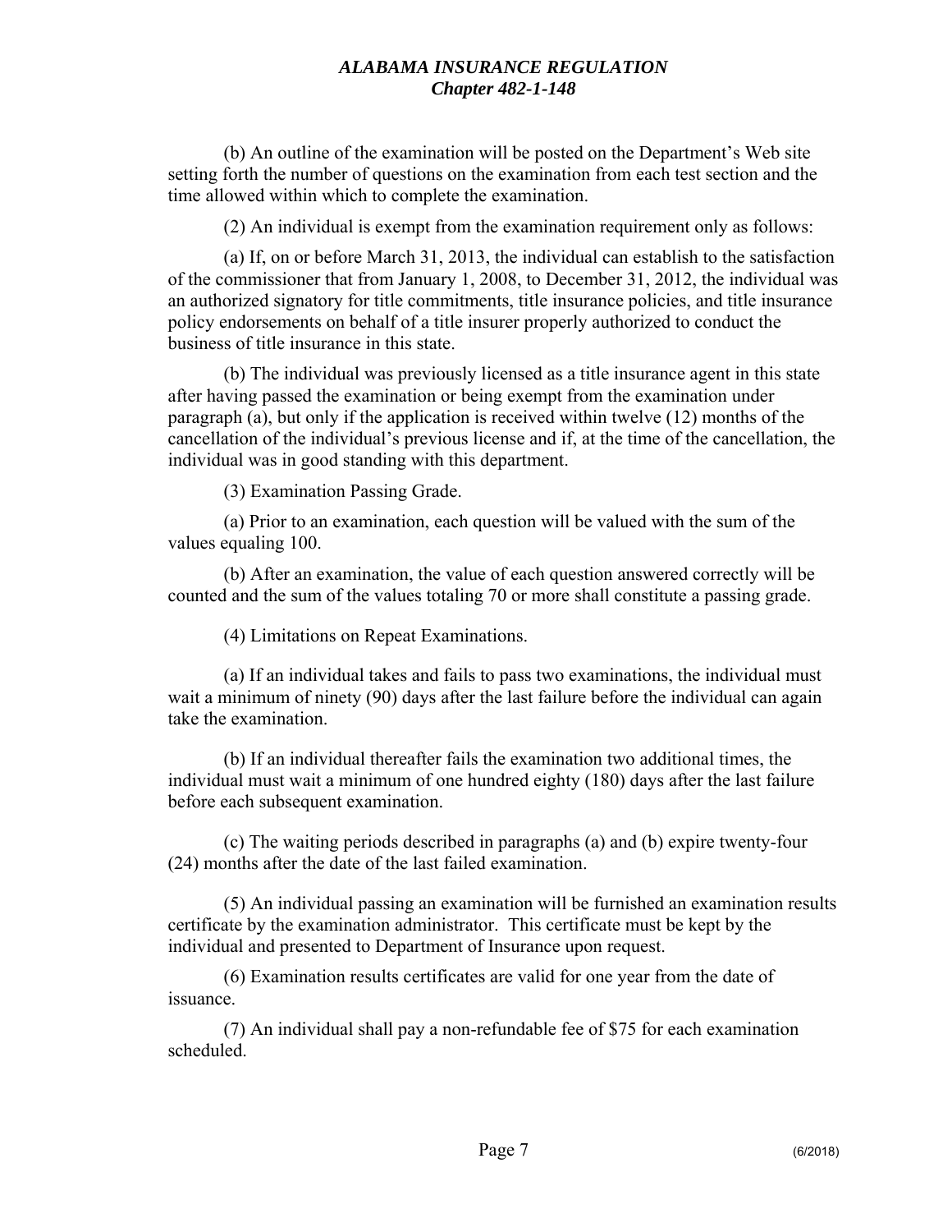(b) An outline of the examination will be posted on the Department's Web site setting forth the number of questions on the examination from each test section and the time allowed within which to complete the examination.

(2) An individual is exempt from the examination requirement only as follows:

(a) If, on or before March 31, 2013, the individual can establish to the satisfaction of the commissioner that from January 1, 2008, to December 31, 2012, the individual was an authorized signatory for title commitments, title insurance policies, and title insurance policy endorsements on behalf of a title insurer properly authorized to conduct the business of title insurance in this state.

(b) The individual was previously licensed as a title insurance agent in this state after having passed the examination or being exempt from the examination under paragraph (a), but only if the application is received within twelve (12) months of the cancellation of the individual's previous license and if, at the time of the cancellation, the individual was in good standing with this department.

(3) Examination Passing Grade.

(a) Prior to an examination, each question will be valued with the sum of the values equaling 100.

(b) After an examination, the value of each question answered correctly will be counted and the sum of the values totaling 70 or more shall constitute a passing grade.

(4) Limitations on Repeat Examinations.

(a) If an individual takes and fails to pass two examinations, the individual must wait a minimum of ninety (90) days after the last failure before the individual can again take the examination.

(b) If an individual thereafter fails the examination two additional times, the individual must wait a minimum of one hundred eighty (180) days after the last failure before each subsequent examination.

(c) The waiting periods described in paragraphs (a) and (b) expire twenty-four (24) months after the date of the last failed examination.

(5) An individual passing an examination will be furnished an examination results certificate by the examination administrator. This certificate must be kept by the individual and presented to Department of Insurance upon request.

(6) Examination results certificates are valid for one year from the date of issuance.

(7) An individual shall pay a non-refundable fee of $75 for each examination scheduled.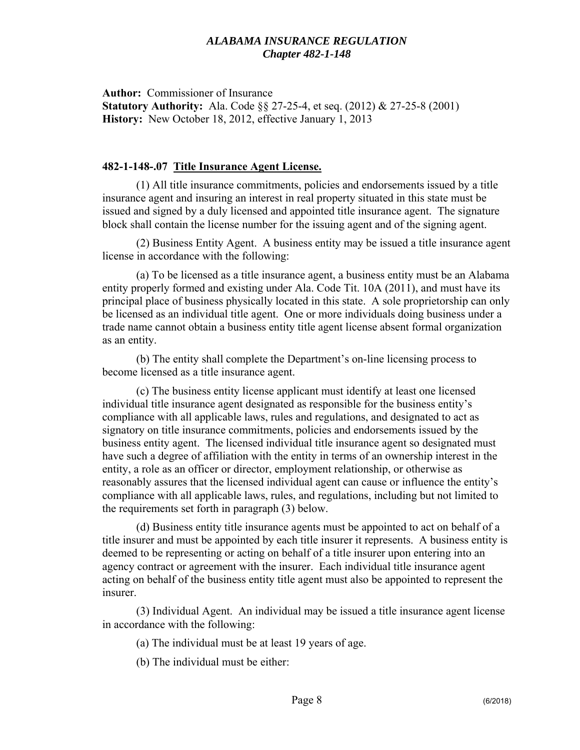**Author:** Commissioner of Insurance
**Statutory Authority:** Ala. Code §§ 27-25-4, et seq. (2012) & 27-25-8 (2001)
**History:** New October 18, 2012, effective January 1, 2013

**482-1-148-.07 Title Insurance Agent License.**

(1) All title insurance commitments, policies and endorsements issued by a title insurance agent and insuring an interest in real property situated in this state must be issued and signed by a duly licensed and appointed title insurance agent. The signature block shall contain the license number for the issuing agent and of the signing agent.

(2) Business Entity Agent. A business entity may be issued a title insurance agent license in accordance with the following:

(a) To be licensed as a title insurance agent, a business entity must be an Alabama entity properly formed and existing under Ala. Code Tit. 10A (2011), and must have its principal place of business physically located in this state. A sole proprietorship can only be licensed as an individual title agent. One or more individuals doing business under a trade name cannot obtain a business entity title agent license absent formal organization as an entity.

(b) The entity shall complete the Department's on-line licensing process to become licensed as a title insurance agent.

(c) The business entity license applicant must identify at least one licensed individual title insurance agent designated as responsible for the business entity's compliance with all applicable laws, rules and regulations, and designated to act as signatory on title insurance commitments, policies and endorsements issued by the business entity agent. The licensed individual title insurance agent so designated must have such a degree of affiliation with the entity in terms of an ownership interest in the entity, a role as an officer or director, employment relationship, or otherwise as reasonably assures that the licensed individual agent can cause or influence the entity's compliance with all applicable laws, rules, and regulations, including but not limited to the requirements set forth in paragraph (3) below.

(d) Business entity title insurance agents must be appointed to act on behalf of a title insurer and must be appointed by each title insurer it represents. A business entity is deemed to be representing or acting on behalf of a title insurer upon entering into an agency contract or agreement with the insurer. Each individual title insurance agent acting on behalf of the business entity title agent must also be appointed to represent the insurer.

(3) Individual Agent. An individual may be issued a title insurance agent license in accordance with the following:

(a) The individual must be at least 19 years of age.

(b) The individual must be either: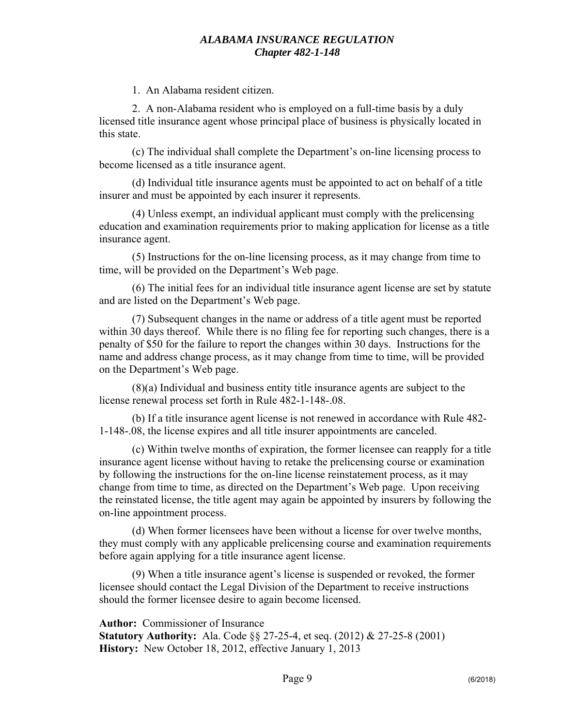1. An Alabama resident citizen.

2. A non-Alabama resident who is employed on a full-time basis by a duly licensed title insurance agent whose principal place of business is physically located in this state.

(c) The individual shall complete the Department's on-line licensing process to become licensed as a title insurance agent.

(d) Individual title insurance agents must be appointed to act on behalf of a title insurer and must be appointed by each insurer it represents.

(4) Unless exempt, an individual applicant must comply with the prelicensing education and examination requirements prior to making application for license as a title insurance agent.

(5) Instructions for the on-line licensing process, as it may change from time to time, will be provided on the Department's Web page.

(6) The initial fees for an individual title insurance agent license are set by statute and are listed on the Department's Web page.

(7) Subsequent changes in the name or address of a title agent must be reported within 30 days thereof. While there is no filing fee for reporting such changes, there is a penalty of $50 for the failure to report the changes within 30 days. Instructions for the name and address change process, as it may change from time to time, will be provided on the Department's Web page.

(8)(a) Individual and business entity title insurance agents are subject to the license renewal process set forth in Rule 482-1-148-.08.

(b) If a title insurance agent license is not renewed in accordance with Rule 482-1-148-.08, the license expires and all title insurer appointments are canceled.

(c) Within twelve months of expiration, the former licensee can reapply for a title insurance agent license without having to retake the prelicensing course or examination by following the instructions for the on-line license reinstatement process, as it may change from time to time, as directed on the Department's Web page. Upon receiving the reinstated license, the title agent may again be appointed by insurers by following the on-line appointment process.

(d) When former licensees have been without a license for over twelve months, they must comply with any applicable prelicensing course and examination requirements before again applying for a title insurance agent license.

(9) When a title insurance agent's license is suspended or revoked, the former licensee should contact the Legal Division of the Department to receive instructions should the former licensee desire to again become licensed.

**Author:** Commissioner of Insurance
**Statutory Authority:** Ala. Code §§ 27-25-4, et seq. (2012) & 27-25-8 (2001)
**History:** New October 18, 2012, effective January 1, 2013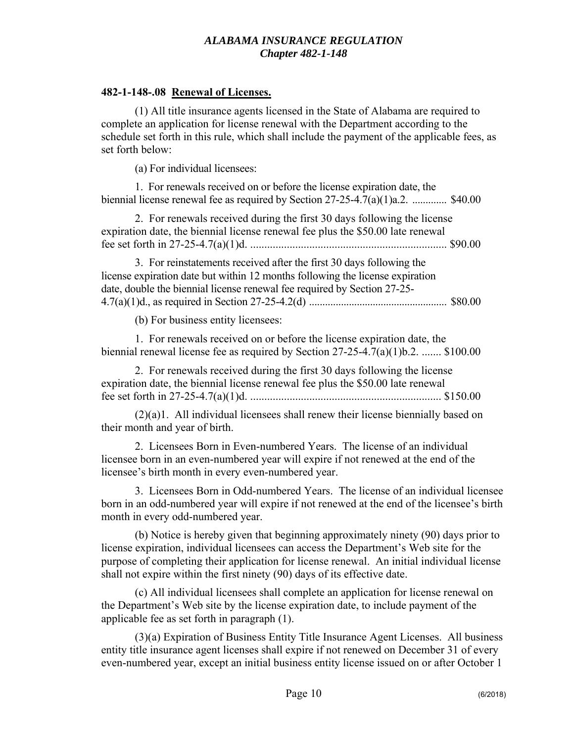**482-1-148-.08 Renewal of Licenses.**

(1) All title insurance agents licensed in the State of Alabama are required to complete an application for license renewal with the Department according to the schedule set forth in this rule, which shall include the payment of the applicable fees, as set forth below:

(a) For individual licensees:

1. For renewals received on or before the license expiration date, the biennial license renewal fee as required by Section 27-25-4.7(a)(1)a.2. ............ $40.00

2. For renewals received during the first 30 days following the license expiration date, the biennial license renewal fee plus the $50.00 late renewal fee set forth in 27-25-4.7(a)(1)d. ...................................................................... $90.00

3. For reinstatements received after the first 30 days following the license expiration date but within 12 months following the license expiration date, double the biennial license renewal fee required by Section 27-25-4.7(a)(1)d., as required in Section 27-25-4.2(d) .................................................. $80.00

(b) For business entity licensees:

1. For renewals received on or before the license expiration date, the biennial renewal license fee as required by Section 27-25-4.7(a)(1)b.2. ....... $100.00

2. For renewals received during the first 30 days following the license expiration date, the biennial license renewal fee plus the $50.00 late renewal fee set forth in 27-25-4.7(a)(1)d. .................................................................... $150.00

(2)(a)1. All individual licensees shall renew their license biennially based on their month and year of birth.

2. Licensees Born in Even-numbered Years. The license of an individual licensee born in an even-numbered year will expire if not renewed at the end of the licensee's birth month in every even-numbered year.

3. Licensees Born in Odd-numbered Years. The license of an individual licensee born in an odd-numbered year will expire if not renewed at the end of the licensee's birth month in every odd-numbered year.

(b) Notice is hereby given that beginning approximately ninety (90) days prior to license expiration, individual licensees can access the Department's Web site for the purpose of completing their application for license renewal. An initial individual license shall not expire within the first ninety (90) days of its effective date.

(c) All individual licensees shall complete an application for license renewal on the Department's Web site by the license expiration date, to include payment of the applicable fee as set forth in paragraph (1).

(3)(a) Expiration of Business Entity Title Insurance Agent Licenses. All business entity title insurance agent licenses shall expire if not renewed on December 31 of every even-numbered year, except an initial business entity license issued on or after October 1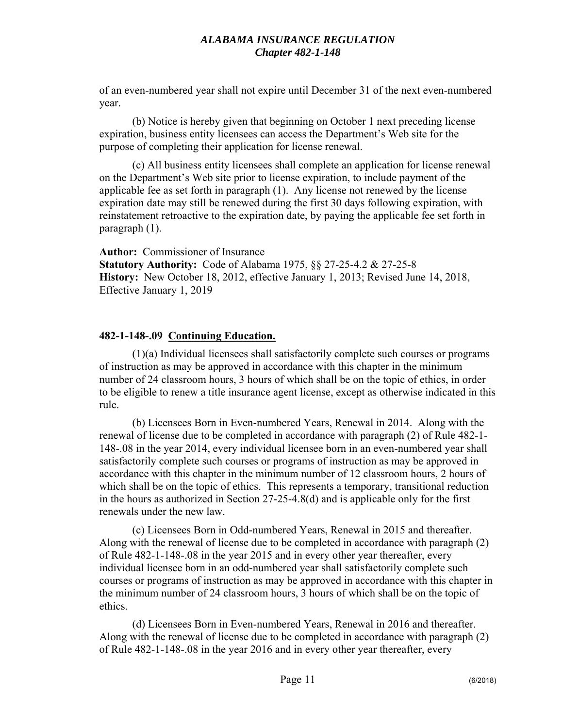of an even-numbered year shall not expire until December 31 of the next even-numbered year.

(b) Notice is hereby given that beginning on October 1 next preceding license expiration, business entity licensees can access the Department's Web site for the purpose of completing their application for license renewal.

(c) All business entity licensees shall complete an application for license renewal on the Department's Web site prior to license expiration, to include payment of the applicable fee as set forth in paragraph (1). Any license not renewed by the license expiration date may still be renewed during the first 30 days following expiration, with reinstatement retroactive to the expiration date, by paying the applicable fee set forth in paragraph (1).

**Author:** Commissioner of Insurance
**Statutory Authority:** Code of Alabama 1975, §§ 27-25-4.2 & 27-25-8
**History:** New October 18, 2012, effective January 1, 2013; Revised June 14, 2018, Effective January 1, 2019

### 482-1-148-.09 Continuing Education.

(1)(a) Individual licensees shall satisfactorily complete such courses or programs of instruction as may be approved in accordance with this chapter in the minimum number of 24 classroom hours, 3 hours of which shall be on the topic of ethics, in order to be eligible to renew a title insurance agent license, except as otherwise indicated in this rule.

(b) Licensees Born in Even-numbered Years, Renewal in 2014. Along with the renewal of license due to be completed in accordance with paragraph (2) of Rule 482-1-148-.08 in the year 2014, every individual licensee born in an even-numbered year shall satisfactorily complete such courses or programs of instruction as may be approved in accordance with this chapter in the minimum number of 12 classroom hours, 2 hours of which shall be on the topic of ethics. This represents a temporary, transitional reduction in the hours as authorized in Section 27-25-4.8(d) and is applicable only for the first renewals under the new law.

(c) Licensees Born in Odd-numbered Years, Renewal in 2015 and thereafter. Along with the renewal of license due to be completed in accordance with paragraph (2) of Rule 482-1-148-.08 in the year 2015 and in every other year thereafter, every individual licensee born in an odd-numbered year shall satisfactorily complete such courses or programs of instruction as may be approved in accordance with this chapter in the minimum number of 24 classroom hours, 3 hours of which shall be on the topic of ethics.

(d) Licensees Born in Even-numbered Years, Renewal in 2016 and thereafter. Along with the renewal of license due to be completed in accordance with paragraph (2) of Rule 482-1-148-.08 in the year 2016 and in every other year thereafter, every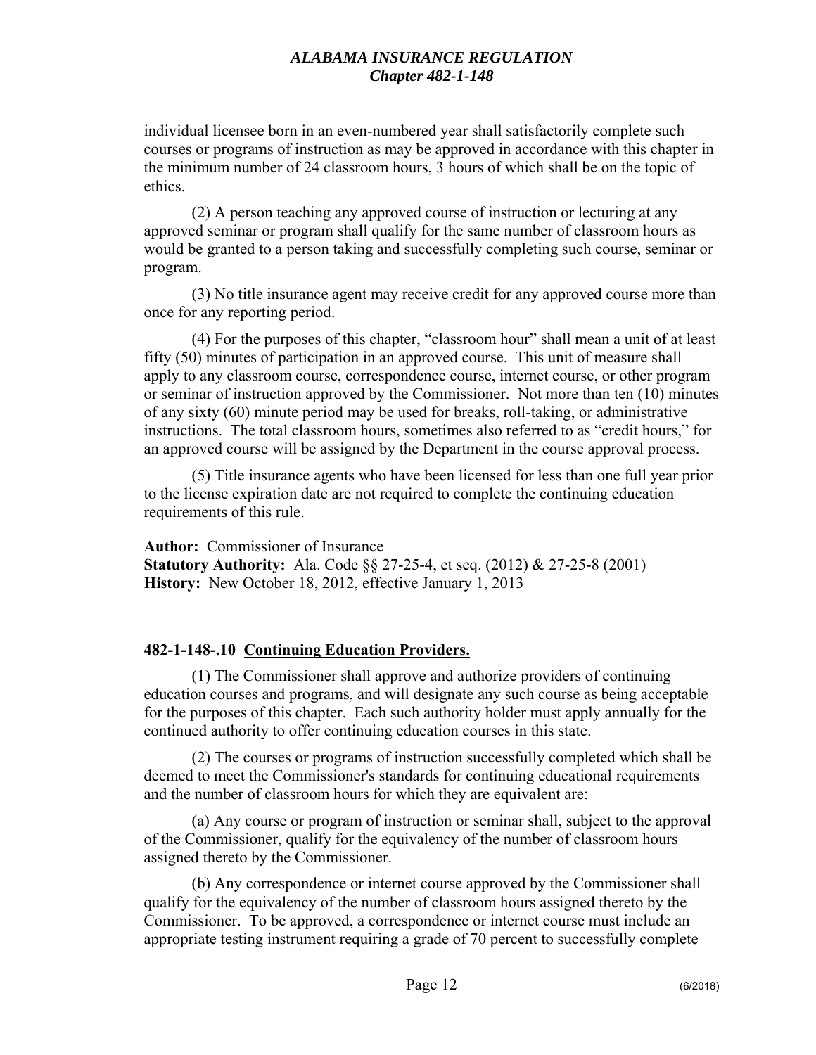individual licensee born in an even-numbered year shall satisfactorily complete such courses or programs of instruction as may be approved in accordance with this chapter in the minimum number of 24 classroom hours, 3 hours of which shall be on the topic of ethics.

(2) A person teaching any approved course of instruction or lecturing at any approved seminar or program shall qualify for the same number of classroom hours as would be granted to a person taking and successfully completing such course, seminar or program.

(3) No title insurance agent may receive credit for any approved course more than once for any reporting period.

(4) For the purposes of this chapter, "classroom hour" shall mean a unit of at least fifty (50) minutes of participation in an approved course. This unit of measure shall apply to any classroom course, correspondence course, internet course, or other program or seminar of instruction approved by the Commissioner. Not more than ten (10) minutes of any sixty (60) minute period may be used for breaks, roll-taking, or administrative instructions. The total classroom hours, sometimes also referred to as "credit hours," for an approved course will be assigned by the Department in the course approval process.

(5) Title insurance agents who have been licensed for less than one full year prior to the license expiration date are not required to complete the continuing education requirements of this rule.

**Author:** Commissioner of Insurance
**Statutory Authority:** Ala. Code §§ 27-25-4, et seq. (2012) & 27-25-8 (2001)
**History:** New October 18, 2012, effective January 1, 2013

### 482-1-148-.10 Continuing Education Providers.

(1) The Commissioner shall approve and authorize providers of continuing education courses and programs, and will designate any such course as being acceptable for the purposes of this chapter. Each such authority holder must apply annually for the continued authority to offer continuing education courses in this state.

(2) The courses or programs of instruction successfully completed which shall be deemed to meet the Commissioner's standards for continuing educational requirements and the number of classroom hours for which they are equivalent are:

(a) Any course or program of instruction or seminar shall, subject to the approval of the Commissioner, qualify for the equivalency of the number of classroom hours assigned thereto by the Commissioner.

(b) Any correspondence or internet course approved by the Commissioner shall qualify for the equivalency of the number of classroom hours assigned thereto by the Commissioner. To be approved, a correspondence or internet course must include an appropriate testing instrument requiring a grade of 70 percent to successfully complete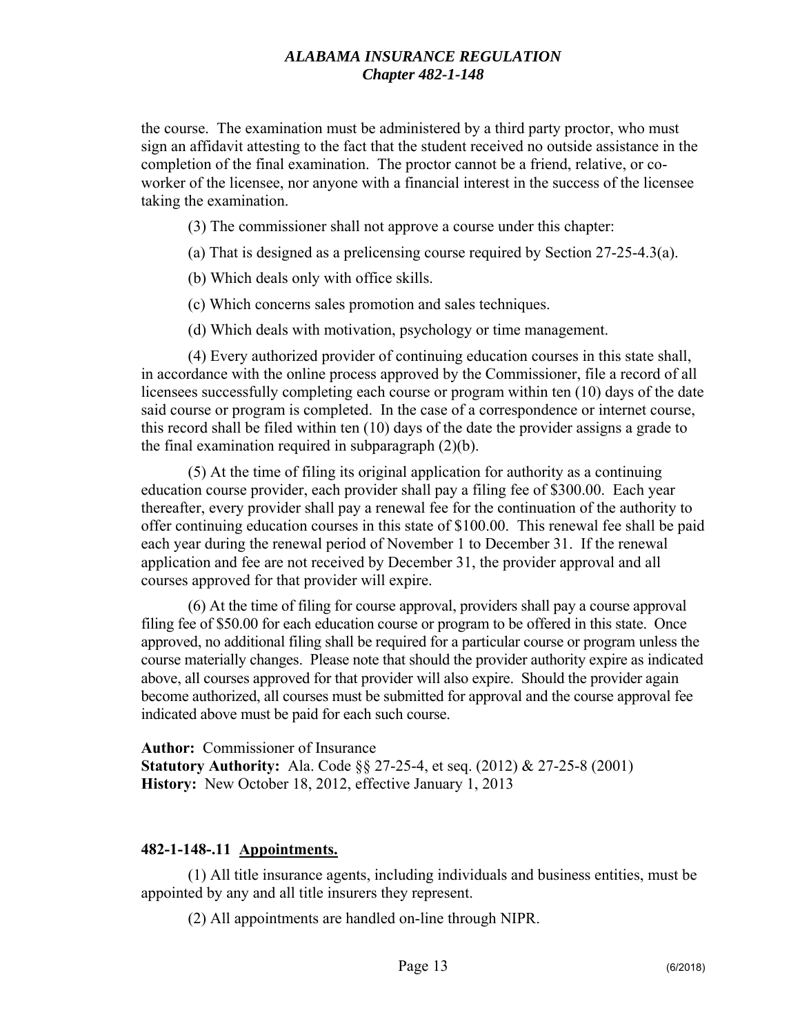the course. The examination must be administered by a third party proctor, who must sign an affidavit attesting to the fact that the student received no outside assistance in the completion of the final examination. The proctor cannot be a friend, relative, or co-worker of the licensee, nor anyone with a financial interest in the success of the licensee taking the examination.

(3) The commissioner shall not approve a course under this chapter:

(a) That is designed as a prelicensing course required by Section 27-25-4.3(a).

(b) Which deals only with office skills.

(c) Which concerns sales promotion and sales techniques.

(d) Which deals with motivation, psychology or time management.

(4) Every authorized provider of continuing education courses in this state shall, in accordance with the online process approved by the Commissioner, file a record of all licensees successfully completing each course or program within ten (10) days of the date said course or program is completed. In the case of a correspondence or internet course, this record shall be filed within ten (10) days of the date the provider assigns a grade to the final examination required in subparagraph (2)(b).

(5) At the time of filing its original application for authority as a continuing education course provider, each provider shall pay a filing fee of $300.00. Each year thereafter, every provider shall pay a renewal fee for the continuation of the authority to offer continuing education courses in this state of $100.00. This renewal fee shall be paid each year during the renewal period of November 1 to December 31. If the renewal application and fee are not received by December 31, the provider approval and all courses approved for that provider will expire.

(6) At the time of filing for course approval, providers shall pay a course approval filing fee of $50.00 for each education course or program to be offered in this state. Once approved, no additional filing shall be required for a particular course or program unless the course materially changes. Please note that should the provider authority expire as indicated above, all courses approved for that provider will also expire. Should the provider again become authorized, all courses must be submitted for approval and the course approval fee indicated above must be paid for each such course.

**Author:** Commissioner of Insurance
**Statutory Authority:** Ala. Code §§ 27-25-4, et seq. (2012) & 27-25-8 (2001)
**History:** New October 18, 2012, effective January 1, 2013

**482-1-148-.11 Appointments.**

(1) All title insurance agents, including individuals and business entities, must be appointed by any and all title insurers they represent.

(2) All appointments are handled on-line through NIPR.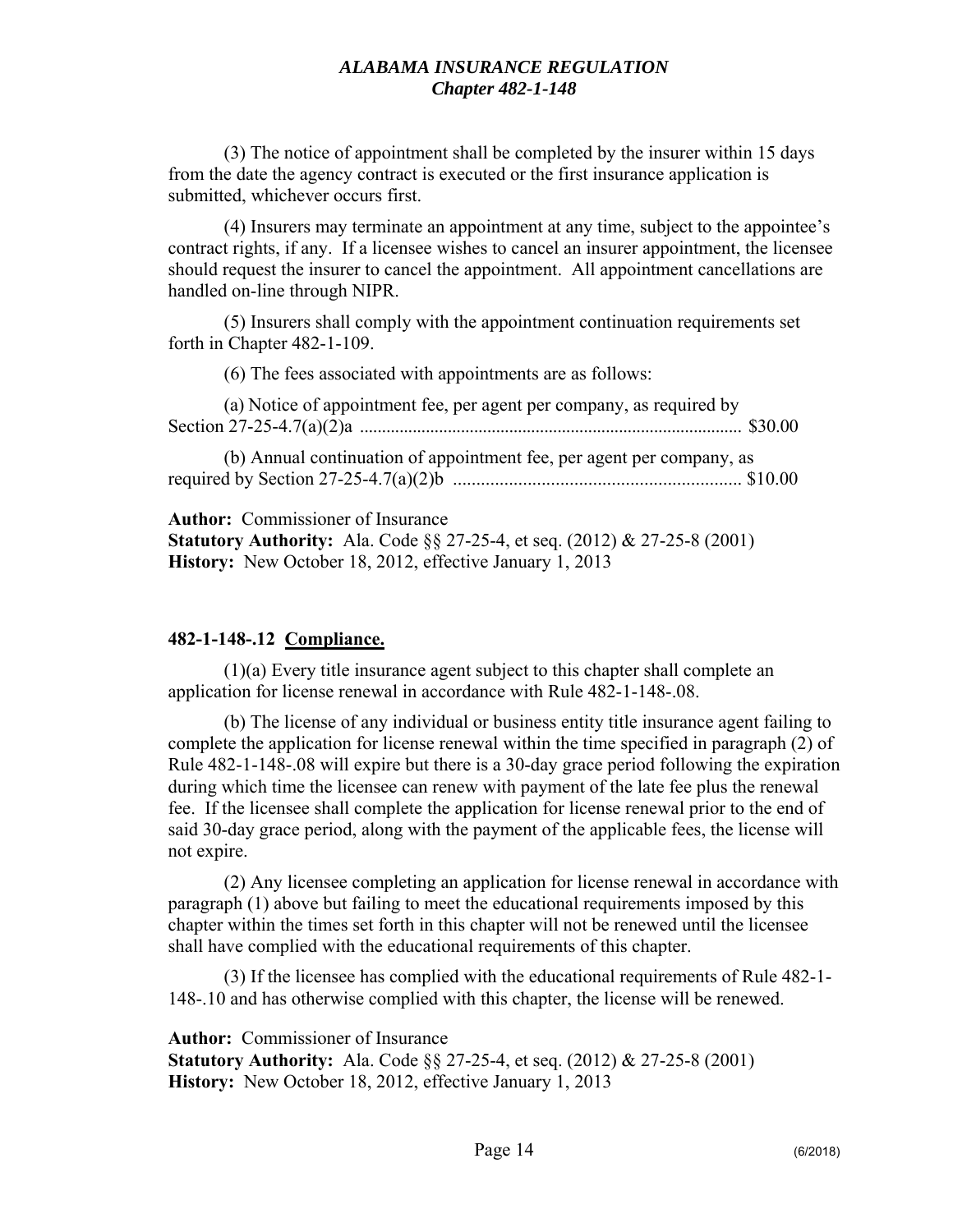(3) The notice of appointment shall be completed by the insurer within 15 days from the date the agency contract is executed or the first insurance application is submitted, whichever occurs first.

(4) Insurers may terminate an appointment at any time, subject to the appointee's contract rights, if any. If a licensee wishes to cancel an insurer appointment, the licensee should request the insurer to cancel the appointment. All appointment cancellations are handled on-line through NIPR.

(5) Insurers shall comply with the appointment continuation requirements set forth in Chapter 482-1-109.

(6) The fees associated with appointments are as follows:

(a) Notice of appointment fee, per agent per company, as required by Section 27-25-4.7(a)(2)a .................................................................................... $30.00

(b) Annual continuation of appointment fee, per agent per company, as required by Section 27-25-4.7(a)(2)b .............................................................. $10.00

**Author:** Commissioner of Insurance
**Statutory Authority:** Ala. Code §§ 27-25-4, et seq. (2012) & 27-25-8 (2001)
**History:** New October 18, 2012, effective January 1, 2013

### 482-1-148-.12 Compliance.

(1)(a) Every title insurance agent subject to this chapter shall complete an application for license renewal in accordance with Rule 482-1-148-.08.

(b) The license of any individual or business entity title insurance agent failing to complete the application for license renewal within the time specified in paragraph (2) of Rule 482-1-148-.08 will expire but there is a 30-day grace period following the expiration during which time the licensee can renew with payment of the late fee plus the renewal fee. If the licensee shall complete the application for license renewal prior to the end of said 30-day grace period, along with the payment of the applicable fees, the license will not expire.

(2) Any licensee completing an application for license renewal in accordance with paragraph (1) above but failing to meet the educational requirements imposed by this chapter within the times set forth in this chapter will not be renewed until the licensee shall have complied with the educational requirements of this chapter.

(3) If the licensee has complied with the educational requirements of Rule 482-1-148-.10 and has otherwise complied with this chapter, the license will be renewed.

**Author:** Commissioner of Insurance
**Statutory Authority:** Ala. Code §§ 27-25-4, et seq. (2012) & 27-25-8 (2001)
**History:** New October 18, 2012, effective January 1, 2013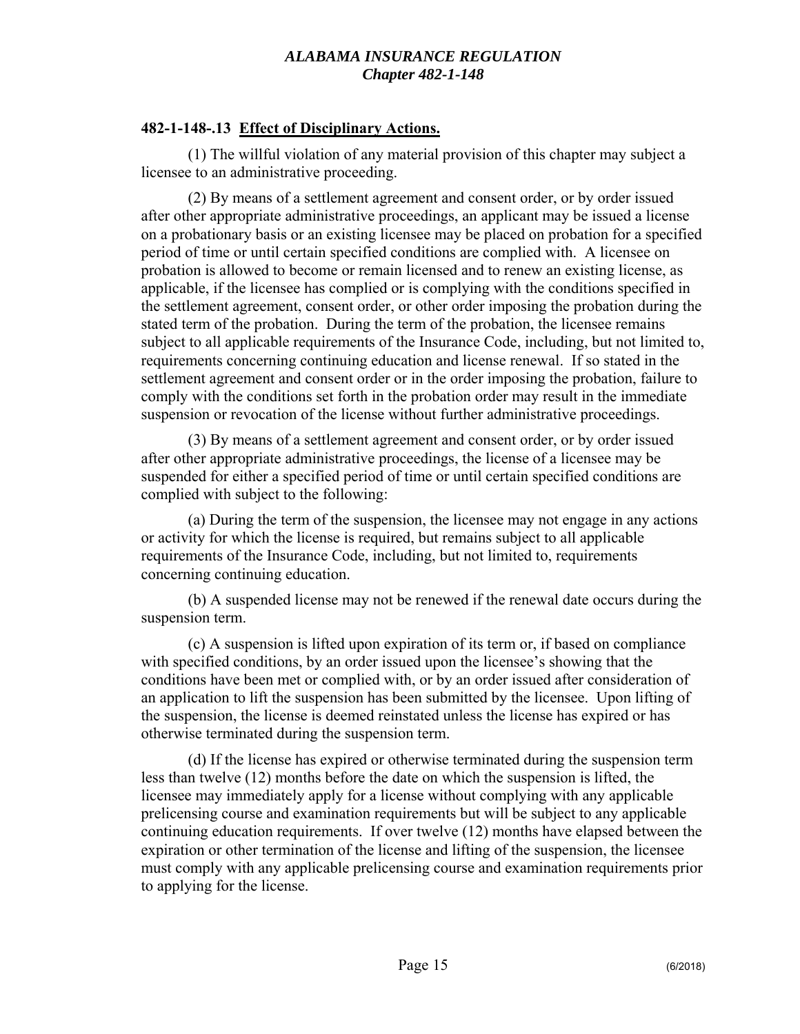**482-1-148-.13 Effect of Disciplinary Actions.**

(1) The willful violation of any material provision of this chapter may subject a licensee to an administrative proceeding.

(2) By means of a settlement agreement and consent order, or by order issued after other appropriate administrative proceedings, an applicant may be issued a license on a probationary basis or an existing licensee may be placed on probation for a specified period of time or until certain specified conditions are complied with. A licensee on probation is allowed to become or remain licensed and to renew an existing license, as applicable, if the licensee has complied or is complying with the conditions specified in the settlement agreement, consent order, or other order imposing the probation during the stated term of the probation. During the term of the probation, the licensee remains subject to all applicable requirements of the Insurance Code, including, but not limited to, requirements concerning continuing education and license renewal. If so stated in the settlement agreement and consent order or in the order imposing the probation, failure to comply with the conditions set forth in the probation order may result in the immediate suspension or revocation of the license without further administrative proceedings.

(3) By means of a settlement agreement and consent order, or by order issued after other appropriate administrative proceedings, the license of a licensee may be suspended for either a specified period of time or until certain specified conditions are complied with subject to the following:

(a) During the term of the suspension, the licensee may not engage in any actions or activity for which the license is required, but remains subject to all applicable requirements of the Insurance Code, including, but not limited to, requirements concerning continuing education.

(b) A suspended license may not be renewed if the renewal date occurs during the suspension term.

(c) A suspension is lifted upon expiration of its term or, if based on compliance with specified conditions, by an order issued upon the licensee's showing that the conditions have been met or complied with, or by an order issued after consideration of an application to lift the suspension has been submitted by the licensee. Upon lifting of the suspension, the license is deemed reinstated unless the license has expired or has otherwise terminated during the suspension term.

(d) If the license has expired or otherwise terminated during the suspension term less than twelve (12) months before the date on which the suspension is lifted, the licensee may immediately apply for a license without complying with any applicable prelicensing course and examination requirements but will be subject to any applicable continuing education requirements. If over twelve (12) months have elapsed between the expiration or other termination of the license and lifting of the suspension, the licensee must comply with any applicable prelicensing course and examination requirements prior to applying for the license.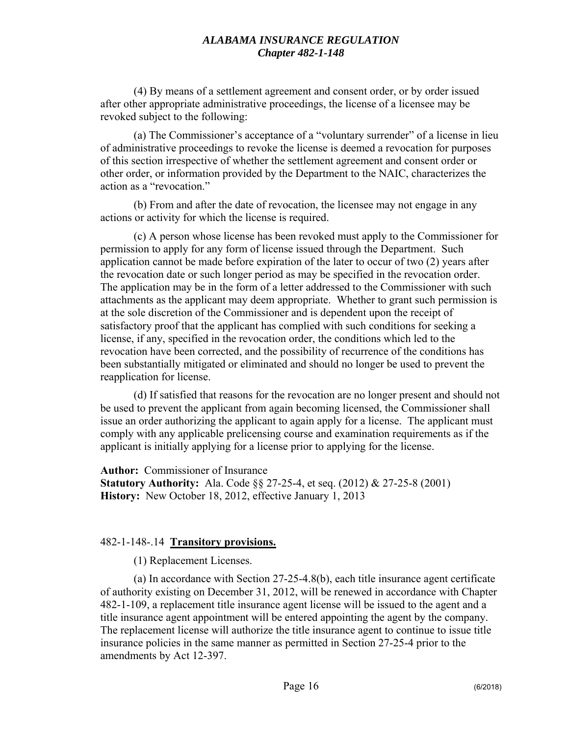(4) By means of a settlement agreement and consent order, or by order issued after other appropriate administrative proceedings, the license of a licensee may be revoked subject to the following:

(a) The Commissioner's acceptance of a "voluntary surrender" of a license in lieu of administrative proceedings to revoke the license is deemed a revocation for purposes of this section irrespective of whether the settlement agreement and consent order or other order, or information provided by the Department to the NAIC, characterizes the action as a "revocation."

(b) From and after the date of revocation, the licensee may not engage in any actions or activity for which the license is required.

(c) A person whose license has been revoked must apply to the Commissioner for permission to apply for any form of license issued through the Department. Such application cannot be made before expiration of the later to occur of two (2) years after the revocation date or such longer period as may be specified in the revocation order. The application may be in the form of a letter addressed to the Commissioner with such attachments as the applicant may deem appropriate. Whether to grant such permission is at the sole discretion of the Commissioner and is dependent upon the receipt of satisfactory proof that the applicant has complied with such conditions for seeking a license, if any, specified in the revocation order, the conditions which led to the revocation have been corrected, and the possibility of recurrence of the conditions has been substantially mitigated or eliminated and should no longer be used to prevent the reapplication for license.

(d) If satisfied that reasons for the revocation are no longer present and should not be used to prevent the applicant from again becoming licensed, the Commissioner shall issue an order authorizing the applicant to again apply for a license. The applicant must comply with any applicable prelicensing course and examination requirements as if the applicant is initially applying for a license prior to applying for the license.

**Author:** Commissioner of Insurance
**Statutory Authority:** Ala. Code §§ 27-25-4, et seq. (2012) & 27-25-8 (2001)
**History:** New October 18, 2012, effective January 1, 2013

482-1-148-.14 **Transitory provisions.**

(1) Replacement Licenses.

(a) In accordance with Section 27-25-4.8(b), each title insurance agent certificate of authority existing on December 31, 2012, will be renewed in accordance with Chapter 482-1-109, a replacement title insurance agent license will be issued to the agent and a title insurance agent appointment will be entered appointing the agent by the company. The replacement license will authorize the title insurance agent to continue to issue title insurance policies in the same manner as permitted in Section 27-25-4 prior to the amendments by Act 12-397.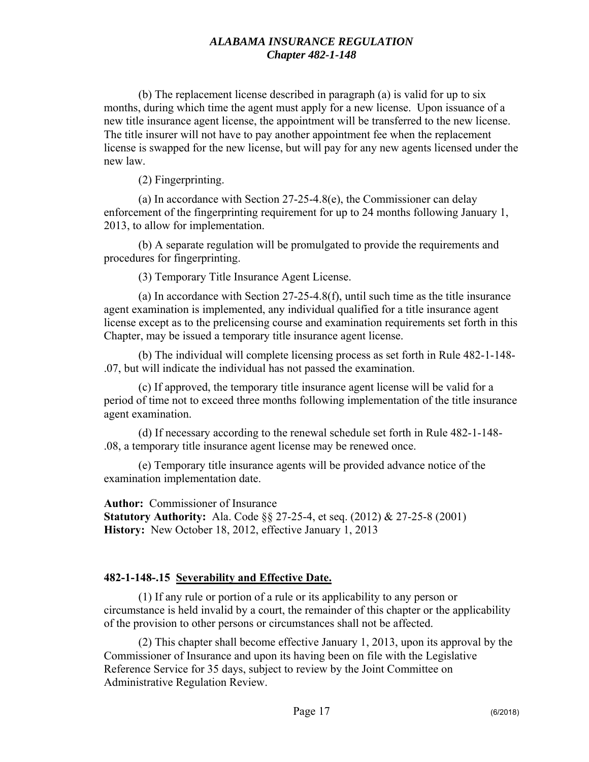(b) The replacement license described in paragraph (a) is valid for up to six months, during which time the agent must apply for a new license. Upon issuance of a new title insurance agent license, the appointment will be transferred to the new license. The title insurer will not have to pay another appointment fee when the replacement license is swapped for the new license, but will pay for any new agents licensed under the new law.

(2) Fingerprinting.

(a) In accordance with Section 27-25-4.8(e), the Commissioner can delay enforcement of the fingerprinting requirement for up to 24 months following January 1, 2013, to allow for implementation.

(b) A separate regulation will be promulgated to provide the requirements and procedures for fingerprinting.

(3) Temporary Title Insurance Agent License.

(a) In accordance with Section 27-25-4.8(f), until such time as the title insurance agent examination is implemented, any individual qualified for a title insurance agent license except as to the prelicensing course and examination requirements set forth in this Chapter, may be issued a temporary title insurance agent license.

(b) The individual will complete licensing process as set forth in Rule 482-1-148-.07, but will indicate the individual has not passed the examination.

(c) If approved, the temporary title insurance agent license will be valid for a period of time not to exceed three months following implementation of the title insurance agent examination.

(d) If necessary according to the renewal schedule set forth in Rule 482-1-148-.08, a temporary title insurance agent license may be renewed once.

(e) Temporary title insurance agents will be provided advance notice of the examination implementation date.

**Author:** Commissioner of Insurance
**Statutory Authority:** Ala. Code §§ 27-25-4, et seq. (2012) & 27-25-8 (2001)
**History:** New October 18, 2012, effective January 1, 2013

### 482-1-148-.15 Severability and Effective Date.

(1) If any rule or portion of a rule or its applicability to any person or circumstance is held invalid by a court, the remainder of this chapter or the applicability of the provision to other persons or circumstances shall not be affected.

(2) This chapter shall become effective January 1, 2013, upon its approval by the Commissioner of Insurance and upon its having been on file with the Legislative Reference Service for 35 days, subject to review by the Joint Committee on Administrative Regulation Review.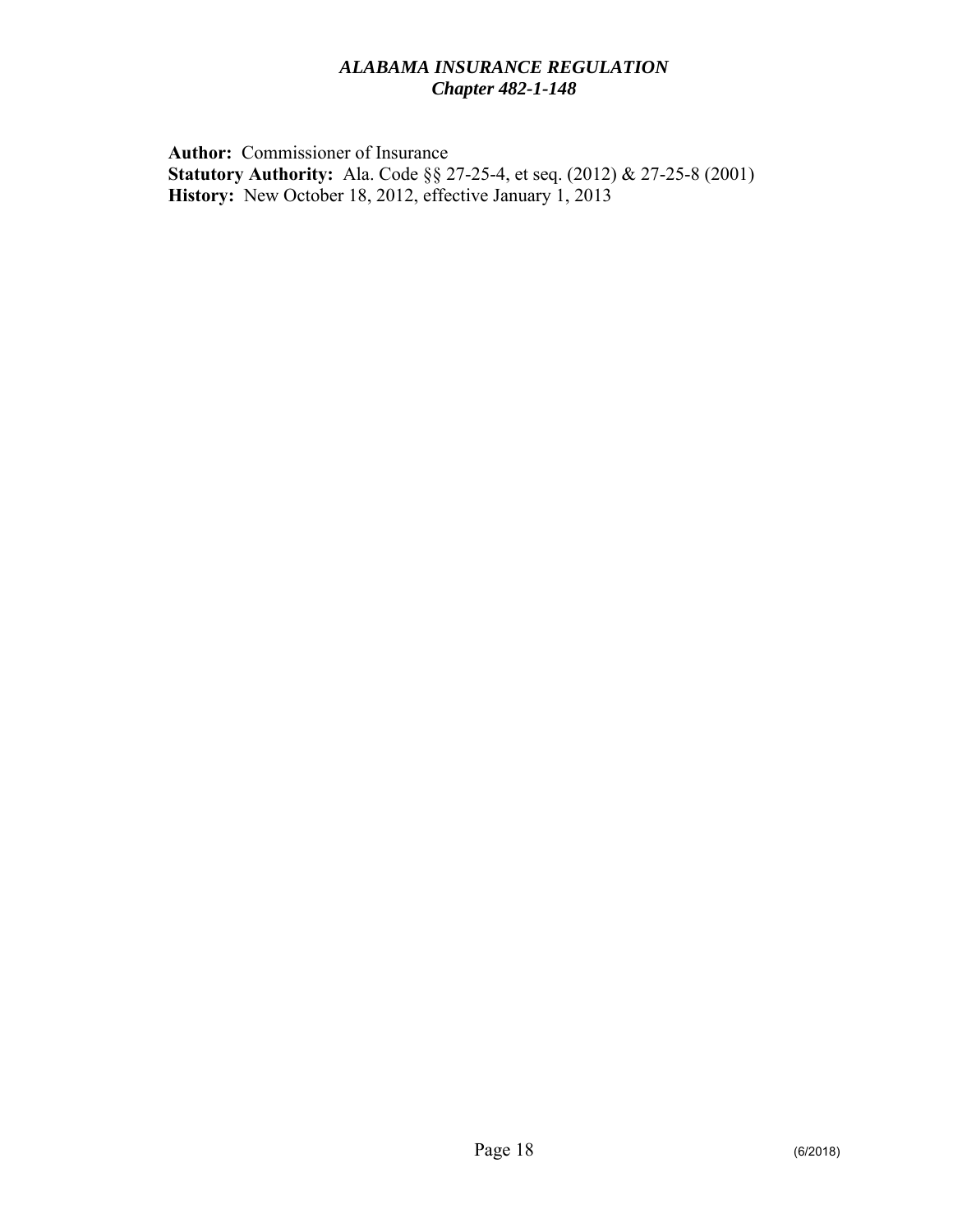**Author:** Commissioner of Insurance
**Statutory Authority:** Ala. Code §§ 27-25-4, et seq. (2012) & 27-25-8 (2001)
**History:** New October 18, 2012, effective January 1, 2013